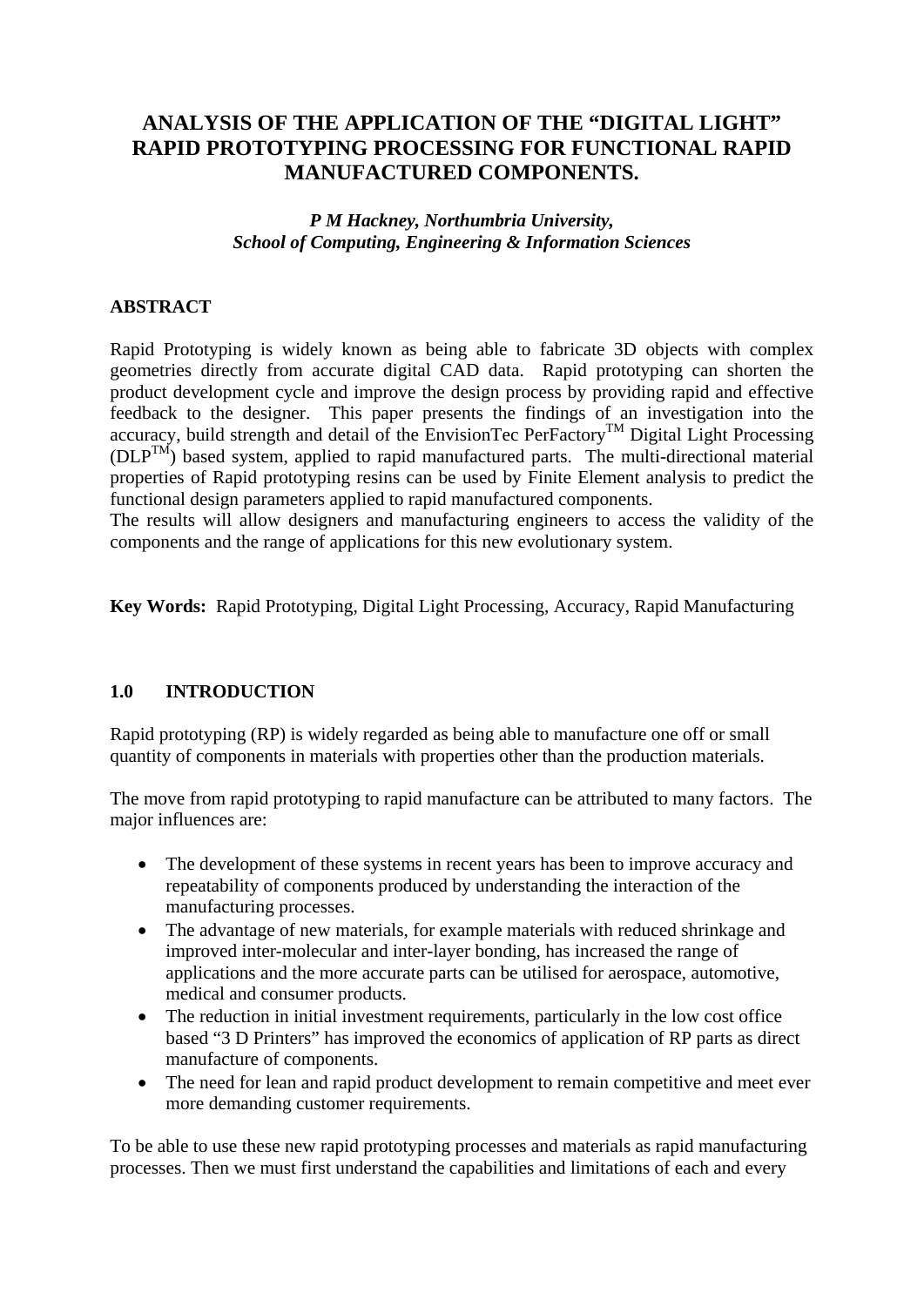# ANALYSIS OF THE APPLICATION OF THE "DIGITAL LIGHT" RAPID PROTOTYPING PROCESSING FOR FUNCTIONAL RAPID MANUFACTURED COMPONENTS.

***P M Hackney, Northumbria University,***
***School of Computing, Engineering & Information Sciences***

## ABSTRACT

Rapid Prototyping is widely known as being able to fabricate 3D objects with complex geometries directly from accurate digital CAD data. Rapid prototyping can shorten the product development cycle and improve the design process by providing rapid and effective feedback to the designer. This paper presents the findings of an investigation into the accuracy, build strength and detail of the EnvisionTec PerFactory$^{TM}$ Digital Light Processing (DLP$^{TM}$) based system, applied to rapid manufactured parts. The multi-directional material properties of Rapid prototyping resins can be used by Finite Element analysis to predict the functional design parameters applied to rapid manufactured components.
The results will allow designers and manufacturing engineers to access the validity of the components and the range of applications for this new evolutionary system.

**Key Words:** Rapid Prototyping, Digital Light Processing, Accuracy, Rapid Manufacturing

## 1.0 INTRODUCTION

Rapid prototyping (RP) is widely regarded as being able to manufacture one off or small quantity of components in materials with properties other than the production materials.

The move from rapid prototyping to rapid manufacture can be attributed to many factors. The major influences are:

- The development of these systems in recent years has been to improve accuracy and repeatability of components produced by understanding the interaction of the manufacturing processes.
- The advantage of new materials, for example materials with reduced shrinkage and improved inter-molecular and inter-layer bonding, has increased the range of applications and the more accurate parts can be utilised for aerospace, automotive, medical and consumer products.
- The reduction in initial investment requirements, particularly in the low cost office based "3 D Printers" has improved the economics of application of RP parts as direct manufacture of components.
- The need for lean and rapid product development to remain competitive and meet ever more demanding customer requirements.

To be able to use these new rapid prototyping processes and materials as rapid manufacturing processes. Then we must first understand the capabilities and limitations of each and every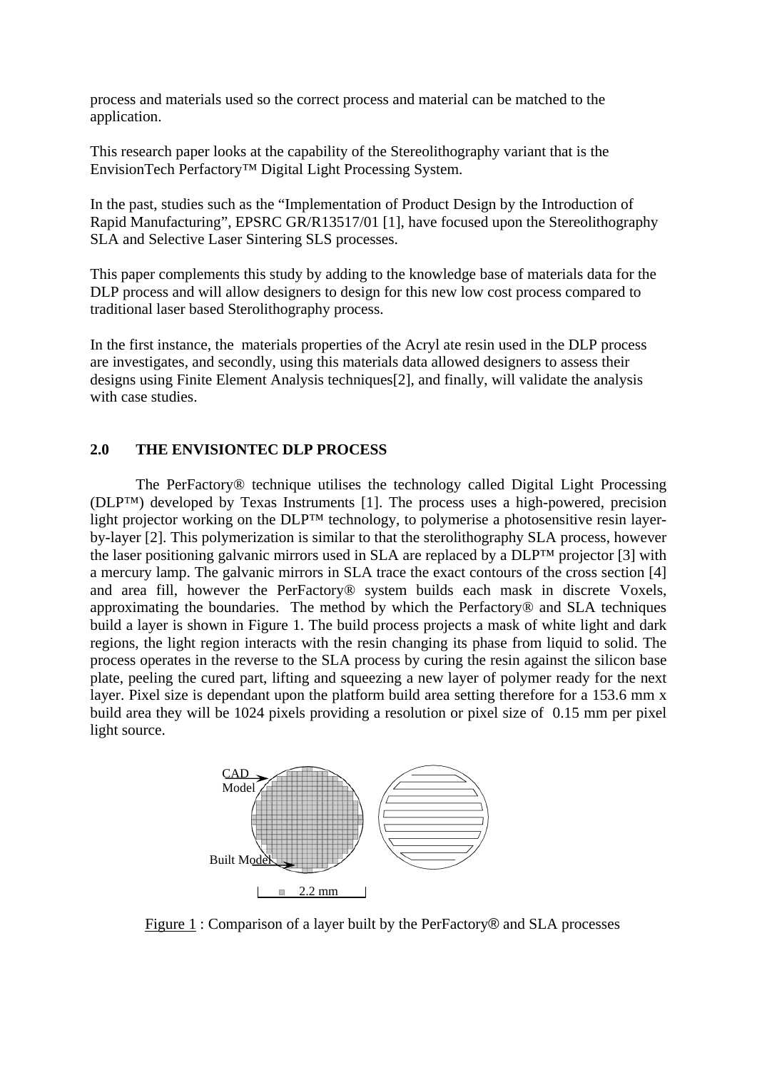process and materials used so the correct process and material can be matched to the application.

This research paper looks at the capability of the Stereolithography variant that is the EnvisionTech Perfactory™ Digital Light Processing System.

In the past, studies such as the "Implementation of Product Design by the Introduction of Rapid Manufacturing", EPSRC GR/R13517/01 [1], have focused upon the Stereolithography SLA and Selective Laser Sintering SLS processes.

This paper complements this study by adding to the knowledge base of materials data for the DLP process and will allow designers to design for this new low cost process compared to traditional laser based Sterolithography process.

In the first instance, the materials properties of the Acryl ate resin used in the DLP process are investigates, and secondly, using this materials data allowed designers to assess their designs using Finite Element Analysis techniques[2], and finally, will validate the analysis with case studies.

## 2.0 THE ENVISIONTEC DLP PROCESS

The PerFactory® technique utilises the technology called Digital Light Processing (DLP™) developed by Texas Instruments [1]. The process uses a high-powered, precision light projector working on the DLP™ technology, to polymerise a photosensitive resin layer-by-layer [2]. This polymerization is similar to that the sterolithography SLA process, however the laser positioning galvanic mirrors used in SLA are replaced by a DLP™ projector [3] with a mercury lamp. The galvanic mirrors in SLA trace the exact contours of the cross section [4] and area fill, however the PerFactory® system builds each mask in discrete Voxels, approximating the boundaries. The method by which the Perfactory® and SLA techniques build a layer is shown in Figure 1. The build process projects a mask of white light and dark regions, the light region interacts with the resin changing its phase from liquid to solid. The process operates in the reverse to the SLA process by curing the resin against the silicon base plate, peeling the cured part, lifting and squeezing a new layer of polymer ready for the next layer. Pixel size is dependant upon the platform build area setting therefore for a 153.6 mm x build area they will be 1024 pixels providing a resolution or pixel size of 0.15 mm per pixel light source.

CAD Model

Built Model

2.2 mm

Figure 1 : Comparison of a layer built by the PerFactory® and SLA processes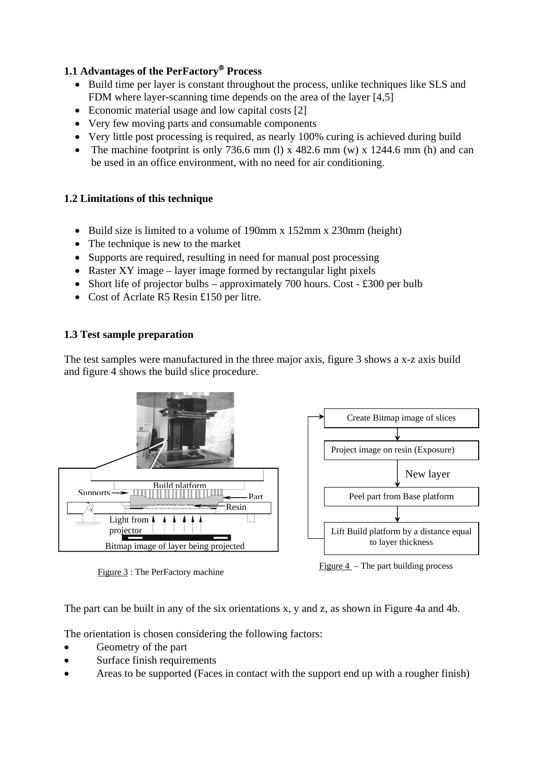### 1.1 Advantages of the PerFactory® Process

- Build time per layer is constant throughout the process, unlike techniques like SLS and FDM where layer-scanning time depends on the area of the layer [4,5]
- Economic material usage and low capital costs [2]
- Very few moving parts and consumable components
- Very little post processing is required, as nearly 100% curing is achieved during build
- The machine footprint is only 736.6 mm (l) x 482.6 mm (w) x 1244.6 mm (h) and can be used in an office environment, with no need for air conditioning.

### 1.2 Limitations of this technique

- Build size is limited to a volume of 190mm x 152mm x 230mm (height)
- The technique is new to the market
- Supports are required, resulting in need for manual post processing
- Raster XY image – layer image formed by rectangular light pixels
- Short life of projector bulbs – approximately 700 hours. Cost - £300 per bulb
- Cost of Acrlate R5 Resin £150 per litre.

### 1.3 Test sample preparation

The test samples were manufactured in the three major axis, figure 3 shows a x-z axis build and figure 4 shows the build slice procedure.

Build platform

Supports

Part

Resin

Light from projector

Bitmap image of layer being projected

Figure 3 : The PerFactory machine

Create Bitmap image of slices

Project image on resin (Exposure)

New layer

Peel part from Base platform

Lift Build platform by a distance equal to layer thickness

Figure 4 – The part building process

The part can be built in any of the six orientations x, y and z, as shown in Figure 4a and 4b.

The orientation is chosen considering the following factors:

- Geometry of the part
- Surface finish requirements
- Areas to be supported (Faces in contact with the support end up with a rougher finish)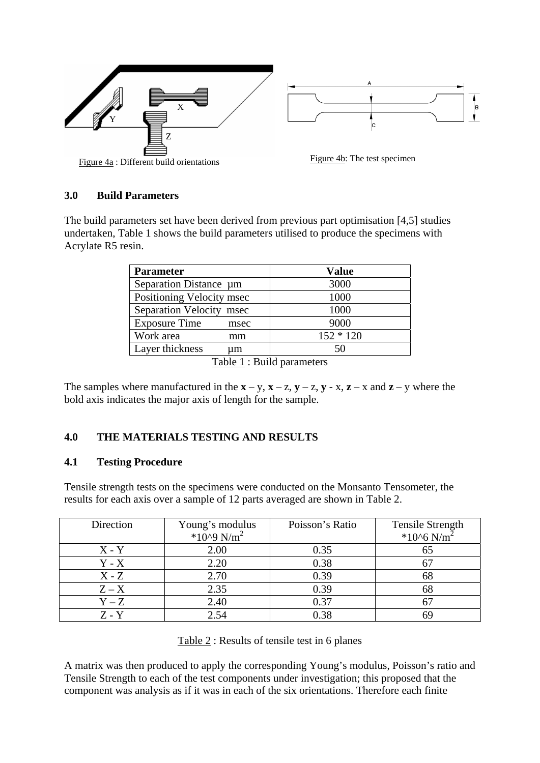Figure 4a : Different build orientations

Figure 4b: The test specimen

## 3.0 Build Parameters

The build parameters set have been derived from previous part optimisation [4,5] studies undertaken, Table 1 shows the build parameters utilised to produce the specimens with Acrylate R5 resin.

| Parameter | Value |
|---|---|
| Separation Distance µm | 3000 |
| Positioning Velocity msec | 1000 |
| Separation Velocity msec | 1000 |
| Exposure Time msec | 9000 |
| Work area mm | 152 * 120 |
| Layer thickness µm | 50 |

Table 1 : Build parameters

The samples where manufactured in the **x** – y, **x** – z, **y** – z, **y** - x, **z** – x and **z** – y where the bold axis indicates the major axis of length for the sample.

## 4.0 THE MATERIALS TESTING AND RESULTS

### 4.1 Testing Procedure

Tensile strength tests on the specimens were conducted on the Monsanto Tensometer, the results for each axis over a sample of 12 parts averaged are shown in Table 2.

| Direction | Young's modulus *10^9 $N/m^2$ | Poisson's Ratio | Tensile Strength *10^6 $N/m^2$ |
|---|---|---|---|
| X - Y | 2.00 | 0.35 | 65 |
| Y - X | 2.20 | 0.38 | 67 |
| X - Z | 2.70 | 0.39 | 68 |
| Z – X | 2.35 | 0.39 | 68 |
| Y – Z | 2.40 | 0.37 | 67 |
| Z - Y | 2.54 | 0.38 | 69 |

Table 2 : Results of tensile test in 6 planes

A matrix was then produced to apply the corresponding Young's modulus, Poisson's ratio and Tensile Strength to each of the test components under investigation; this proposed that the component was analysis as if it was in each of the six orientations. Therefore each finite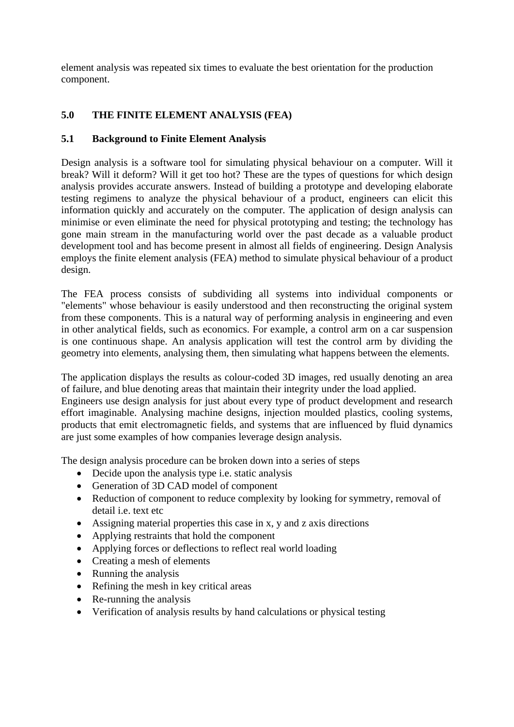element analysis was repeated six times to evaluate the best orientation for the production component.

## 5.0 THE FINITE ELEMENT ANALYSIS (FEA)

### 5.1 Background to Finite Element Analysis

Design analysis is a software tool for simulating physical behaviour on a computer. Will it break? Will it deform? Will it get too hot? These are the types of questions for which design analysis provides accurate answers. Instead of building a prototype and developing elaborate testing regimens to analyze the physical behaviour of a product, engineers can elicit this information quickly and accurately on the computer. The application of design analysis can minimise or even eliminate the need for physical prototyping and testing; the technology has gone main stream in the manufacturing world over the past decade as a valuable product development tool and has become present in almost all fields of engineering. Design Analysis employs the finite element analysis (FEA) method to simulate physical behaviour of a product design.

The FEA process consists of subdividing all systems into individual components or "elements" whose behaviour is easily understood and then reconstructing the original system from these components. This is a natural way of performing analysis in engineering and even in other analytical fields, such as economics. For example, a control arm on a car suspension is one continuous shape. An analysis application will test the control arm by dividing the geometry into elements, analysing them, then simulating what happens between the elements.

The application displays the results as colour-coded 3D images, red usually denoting an area of failure, and blue denoting areas that maintain their integrity under the load applied.
Engineers use design analysis for just about every type of product development and research effort imaginable. Analysing machine designs, injection moulded plastics, cooling systems, products that emit electromagnetic fields, and systems that are influenced by fluid dynamics are just some examples of how companies leverage design analysis.

The design analysis procedure can be broken down into a series of steps

- Decide upon the analysis type i.e. static analysis
- Generation of 3D CAD model of component
- Reduction of component to reduce complexity by looking for symmetry, removal of detail i.e. text etc
- Assigning material properties this case in x, y and z axis directions
- Applying restraints that hold the component
- Applying forces or deflections to reflect real world loading
- Creating a mesh of elements
- Running the analysis
- Refining the mesh in key critical areas
- Re-running the analysis
- Verification of analysis results by hand calculations or physical testing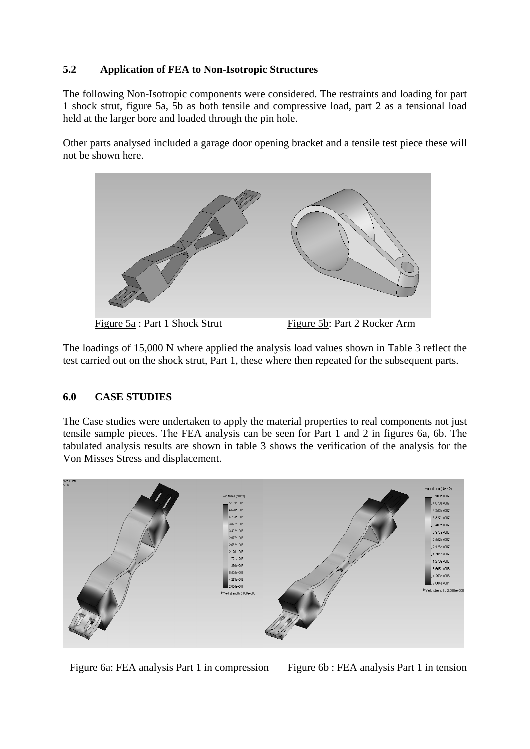### 5.2 Application of FEA to Non-Isotropic Structures

The following Non-Isotropic components were considered. The restraints and loading for part 1 shock strut, figure 5a, 5b as both tensile and compressive load, part 2 as a tensional load held at the larger bore and loaded through the pin hole.

Other parts analysed included a garage door opening bracket and a tensile test piece these will not be shown here.

Figure 5a : Part 1 Shock Strut Figure 5b: Part 2 Rocker Arm

The loadings of 15,000 N where applied the analysis load values shown in Table 3 reflect the test carried out on the shock strut, Part 1, these where then repeated for the subsequent parts.

## 6.0 CASE STUDIES

The Case studies were undertaken to apply the material properties to real components not just tensile sample pieces. The FEA analysis can be seen for Part 1 and 2 in figures 6a, 6b. The tabulated analysis results are shown in table 3 shows the verification of the analysis for the Von Misses Stress and displacement.

Figure 6a: FEA analysis Part 1 in compression Figure 6b : FEA analysis Part 1 in tension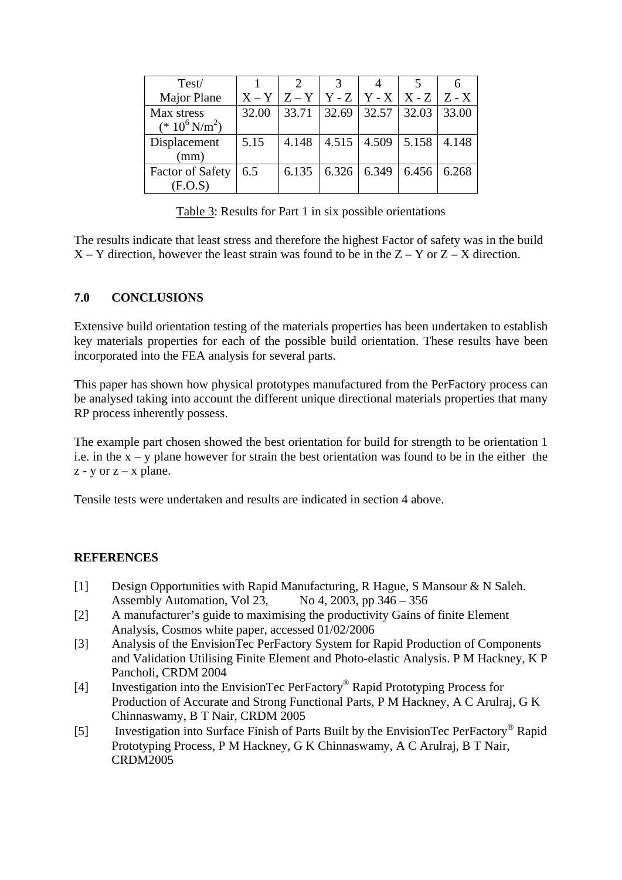| Test/ Major Plane | 1 X – Y | 2 Z – Y | 3 Y - Z | 4 Y - X | 5 X - Z | 6 Z - X |
|---|---|---|---|---|---|---|
| Max stress ($* 10^6$ N/m$^2$) | 32.00 | 33.71 | 32.69 | 32.57 | 32.03 | 33.00 |
| Displacement (mm) | 5.15 | 4.148 | 4.515 | 4.509 | 5.158 | 4.148 |
| Factor of Safety (F.O.S) | 6.5 | 6.135 | 6.326 | 6.349 | 6.456 | 6.268 |

Table 3: Results for Part 1 in six possible orientations

The results indicate that least stress and therefore the highest Factor of safety was in the build X – Y direction, however the least strain was found to be in the Z – Y or Z – X direction.

## 7.0 CONCLUSIONS

Extensive build orientation testing of the materials properties has been undertaken to establish key materials properties for each of the possible build orientation. These results have been incorporated into the FEA analysis for several parts.

This paper has shown how physical prototypes manufactured from the PerFactory process can be analysed taking into account the different unique directional materials properties that many RP process inherently possess.

The example part chosen showed the best orientation for build for strength to be orientation 1 i.e. in the x – y plane however for strain the best orientation was found to be in the either the z - y or z – x plane.

Tensile tests were undertaken and results are indicated in section 4 above.

## REFERENCES

[1] Design Opportunities with Rapid Manufacturing, R Hague, S Mansour & N Saleh. Assembly Automation, Vol 23, No 4, 2003, pp 346 – 356

[2] A manufacturer's guide to maximising the productivity Gains of finite Element Analysis, Cosmos white paper, accessed 01/02/2006

[3] Analysis of the EnvisionTec PerFactory System for Rapid Production of Components and Validation Utilising Finite Element and Photo-elastic Analysis. P M Hackney, K P Pancholi, CRDM 2004

[4] Investigation into the EnvisionTec PerFactory® Rapid Prototyping Process for Production of Accurate and Strong Functional Parts, P M Hackney, A C Arulraj, G K Chinnaswamy, B T Nair, CRDM 2005

[5] Investigation into Surface Finish of Parts Built by the EnvisionTec PerFactory® Rapid Prototyping Process, P M Hackney, G K Chinnaswamy, A C Arulraj, B T Nair, CRDM2005